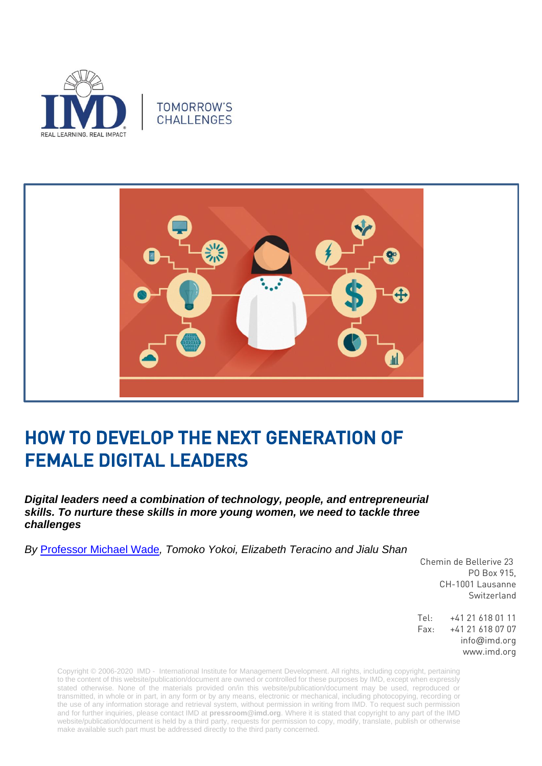TOMORROW'S CHALLENGES

# HOW TO DEVELOP THE NEXT GENERATION OF FEMALE DIGITAL LEADERS

***Digital leaders need a combination of technology, people, and entrepreneurial skills. To nurture these skills in more young women, we need to tackle three challenges***

*By Professor Michael Wade, Tomoko Yokoi, Elizabeth Teracino and Jialu Shan*

Chemin de Bellerive 23
PO Box 915,
CH-1001 Lausanne
Switzerland

Tel: +41 21 618 01 11
Fax: +41 21 618 07 07
info@imd.org
www.imd.org

Copyright © 2006-2020 IMD - International Institute for Management Development. All rights, including copyright, pertaining to the content of this website/publication/document are owned or controlled for these purposes by IMD, except when expressly stated otherwise. None of the materials provided on/in this website/publication/document may be used, reproduced or transmitted, in whole or in part, in any form or by any means, electronic or mechanical, including photocopying, recording or the use of any information storage and retrieval system, without permission in writing from IMD. To request such permission and for further inquiries, please contact IMD at **pressroom@imd.org**. Where it is stated that copyright to any part of the IMD website/publication/document is held by a third party, requests for permission to copy, modify, translate, publish or otherwise make available such part must be addressed directly to the third party concerned.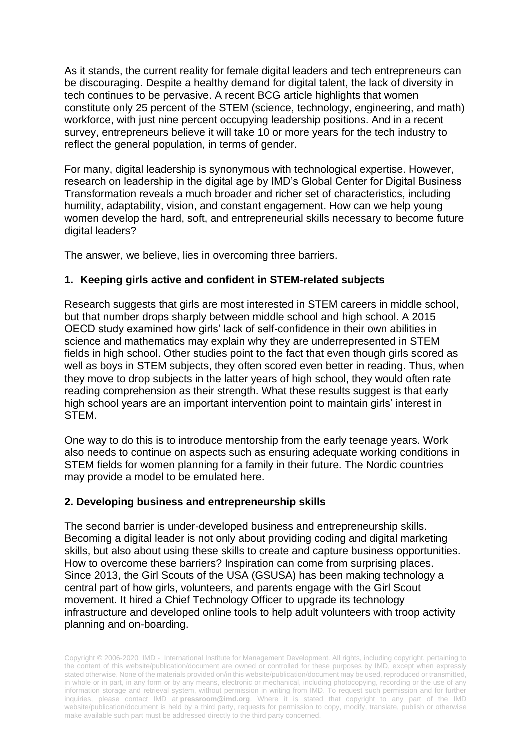As it stands, the current reality for female digital leaders and tech entrepreneurs can be discouraging. Despite a healthy demand for digital talent, the lack of diversity in tech continues to be pervasive. A recent BCG article highlights that women constitute only 25 percent of the STEM (science, technology, engineering, and math) workforce, with just nine percent occupying leadership positions. And in a recent survey, entrepreneurs believe it will take 10 or more years for the tech industry to reflect the general population, in terms of gender.

For many, digital leadership is synonymous with technological expertise. However, research on leadership in the digital age by IMD's Global Center for Digital Business Transformation reveals a much broader and richer set of characteristics, including humility, adaptability, vision, and constant engagement. How can we help young women develop the hard, soft, and entrepreneurial skills necessary to become future digital leaders?

The answer, we believe, lies in overcoming three barriers.

**1. Keeping girls active and confident in STEM-related subjects**

Research suggests that girls are most interested in STEM careers in middle school, but that number drops sharply between middle school and high school. A 2015 OECD study examined how girls' lack of self-confidence in their own abilities in science and mathematics may explain why they are underrepresented in STEM fields in high school. Other studies point to the fact that even though girls scored as well as boys in STEM subjects, they often scored even better in reading. Thus, when they move to drop subjects in the latter years of high school, they would often rate reading comprehension as their strength. What these results suggest is that early high school years are an important intervention point to maintain girls' interest in STEM.

One way to do this is to introduce mentorship from the early teenage years. Work also needs to continue on aspects such as ensuring adequate working conditions in STEM fields for women planning for a family in their future. The Nordic countries may provide a model to be emulated here.

**2. Developing business and entrepreneurship skills**

The second barrier is under-developed business and entrepreneurship skills. Becoming a digital leader is not only about providing coding and digital marketing skills, but also about using these skills to create and capture business opportunities. How to overcome these barriers? Inspiration can come from surprising places. Since 2013, the Girl Scouts of the USA (GSUSA) has been making technology a central part of how girls, volunteers, and parents engage with the Girl Scout movement. It hired a Chief Technology Officer to upgrade its technology infrastructure and developed online tools to help adult volunteers with troop activity planning and on-boarding.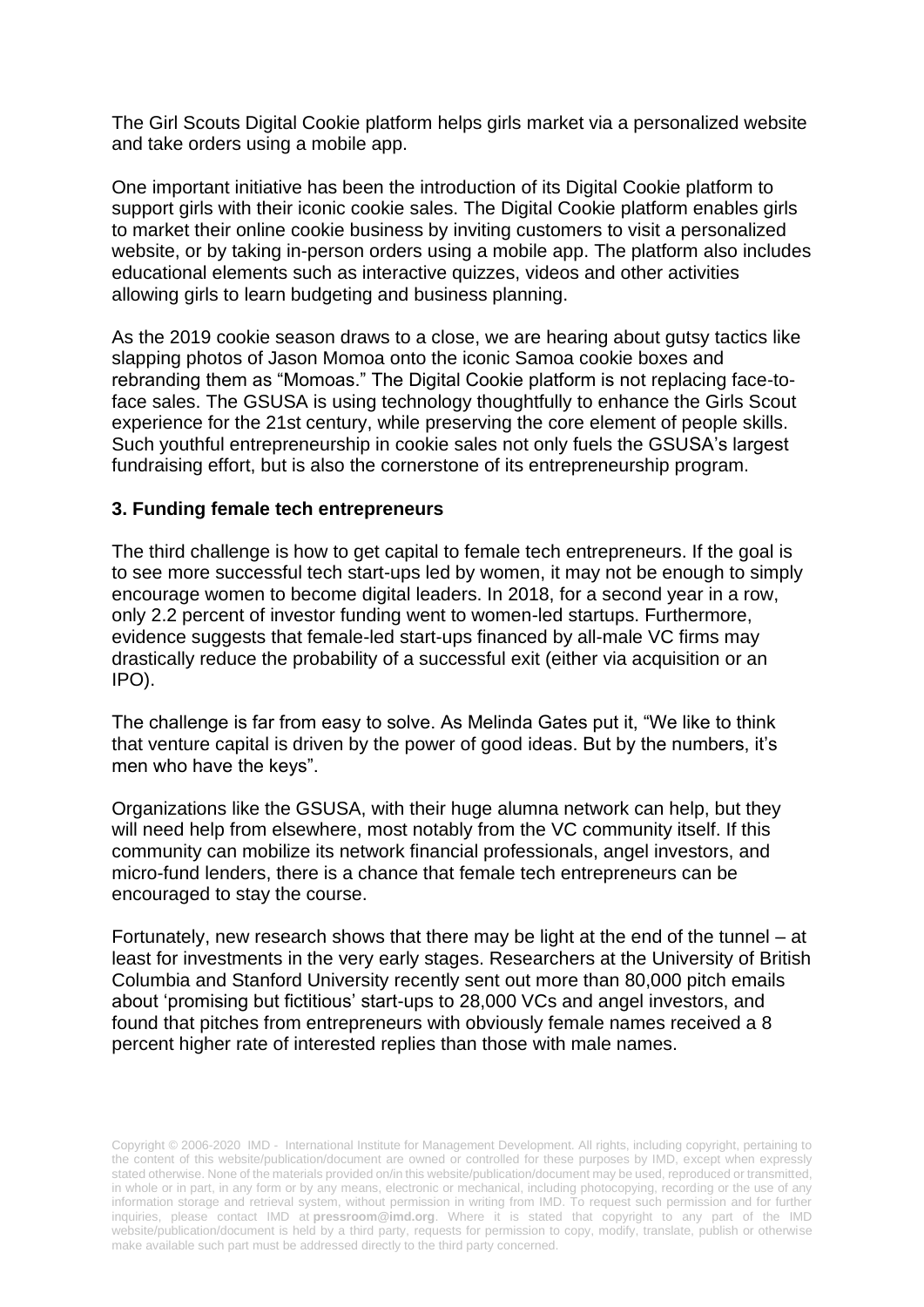The Girl Scouts Digital Cookie platform helps girls market via a personalized website and take orders using a mobile app.

One important initiative has been the introduction of its Digital Cookie platform to support girls with their iconic cookie sales. The Digital Cookie platform enables girls to market their online cookie business by inviting customers to visit a personalized website, or by taking in-person orders using a mobile app. The platform also includes educational elements such as interactive quizzes, videos and other activities allowing girls to learn budgeting and business planning.

As the 2019 cookie season draws to a close, we are hearing about gutsy tactics like slapping photos of Jason Momoa onto the iconic Samoa cookie boxes and rebranding them as "Momoas." The Digital Cookie platform is not replacing face-to-face sales. The GSUSA is using technology thoughtfully to enhance the Girls Scout experience for the 21st century, while preserving the core element of people skills. Such youthful entrepreneurship in cookie sales not only fuels the GSUSA's largest fundraising effort, but is also the cornerstone of its entrepreneurship program.

### 3. Funding female tech entrepreneurs

The third challenge is how to get capital to female tech entrepreneurs. If the goal is to see more successful tech start-ups led by women, it may not be enough to simply encourage women to become digital leaders. In 2018, for a second year in a row, only 2.2 percent of investor funding went to women-led startups. Furthermore, evidence suggests that female-led start-ups financed by all-male VC firms may drastically reduce the probability of a successful exit (either via acquisition or an IPO).

The challenge is far from easy to solve. As Melinda Gates put it, "We like to think that venture capital is driven by the power of good ideas. But by the numbers, it's men who have the keys".

Organizations like the GSUSA, with their huge alumna network can help, but they will need help from elsewhere, most notably from the VC community itself. If this community can mobilize its network financial professionals, angel investors, and micro-fund lenders, there is a chance that female tech entrepreneurs can be encouraged to stay the course.

Fortunately, new research shows that there may be light at the end of the tunnel – at least for investments in the very early stages. Researchers at the University of British Columbia and Stanford University recently sent out more than 80,000 pitch emails about 'promising but fictitious' start-ups to 28,000 VCs and angel investors, and found that pitches from entrepreneurs with obviously female names received a 8 percent higher rate of interested replies than those with male names.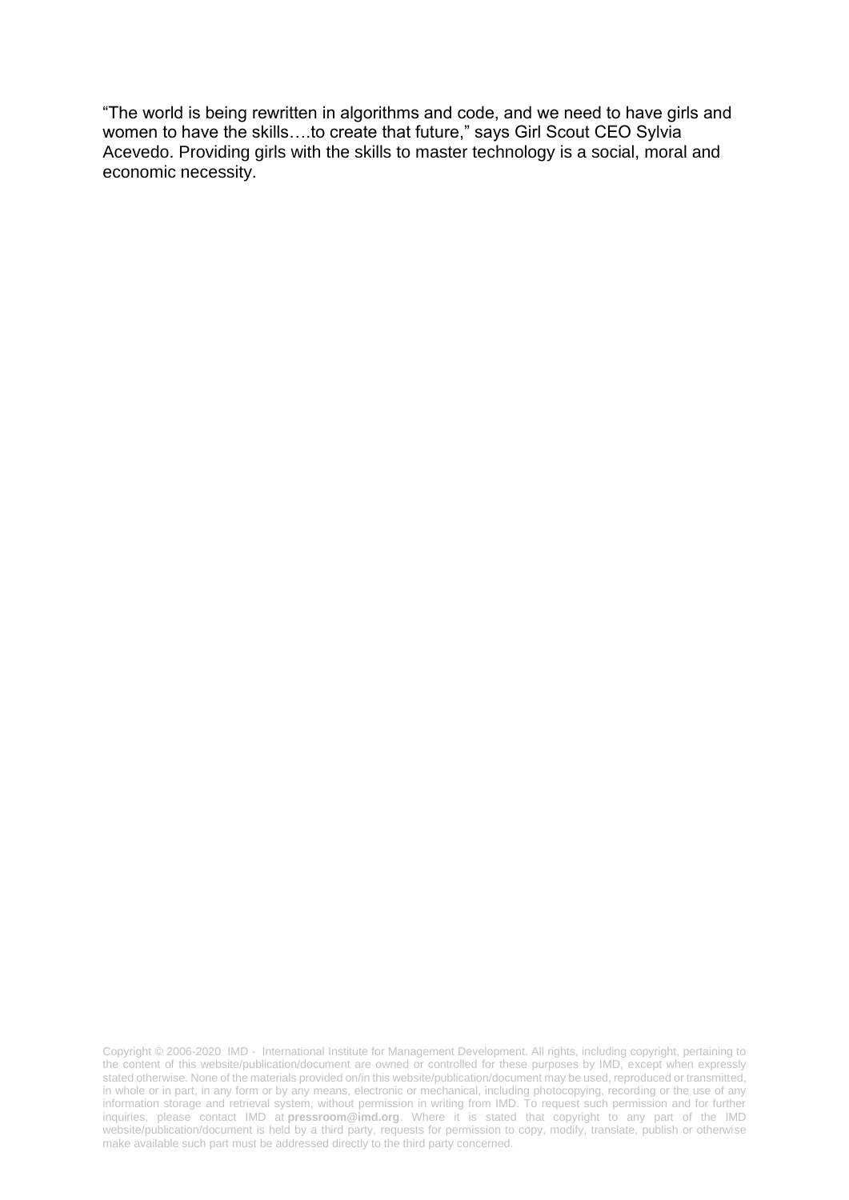"The world is being rewritten in algorithms and code, and we need to have girls and women to have the skills….to create that future," says Girl Scout CEO Sylvia Acevedo. Providing girls with the skills to master technology is a social, moral and economic necessity.

Copyright © 2006-2020 IMD - International Institute for Management Development. All rights, including copyright, pertaining to the content of this website/publication/document are owned or controlled for these purposes by IMD, except when expressly stated otherwise. None of the materials provided on/in this website/publication/document may be used, reproduced or transmitted, in whole or in part, in any form or by any means, electronic or mechanical, including photocopying, recording or the use of any information storage and retrieval system, without permission in writing from IMD. To request such permission and for further inquiries, please contact IMD at **pressroom@imd.org**. Where it is stated that copyright to any part of the IMD website/publication/document is held by a third party, requests for permission to copy, modify, translate, publish or otherwise make available such part must be addressed directly to the third party concerned.